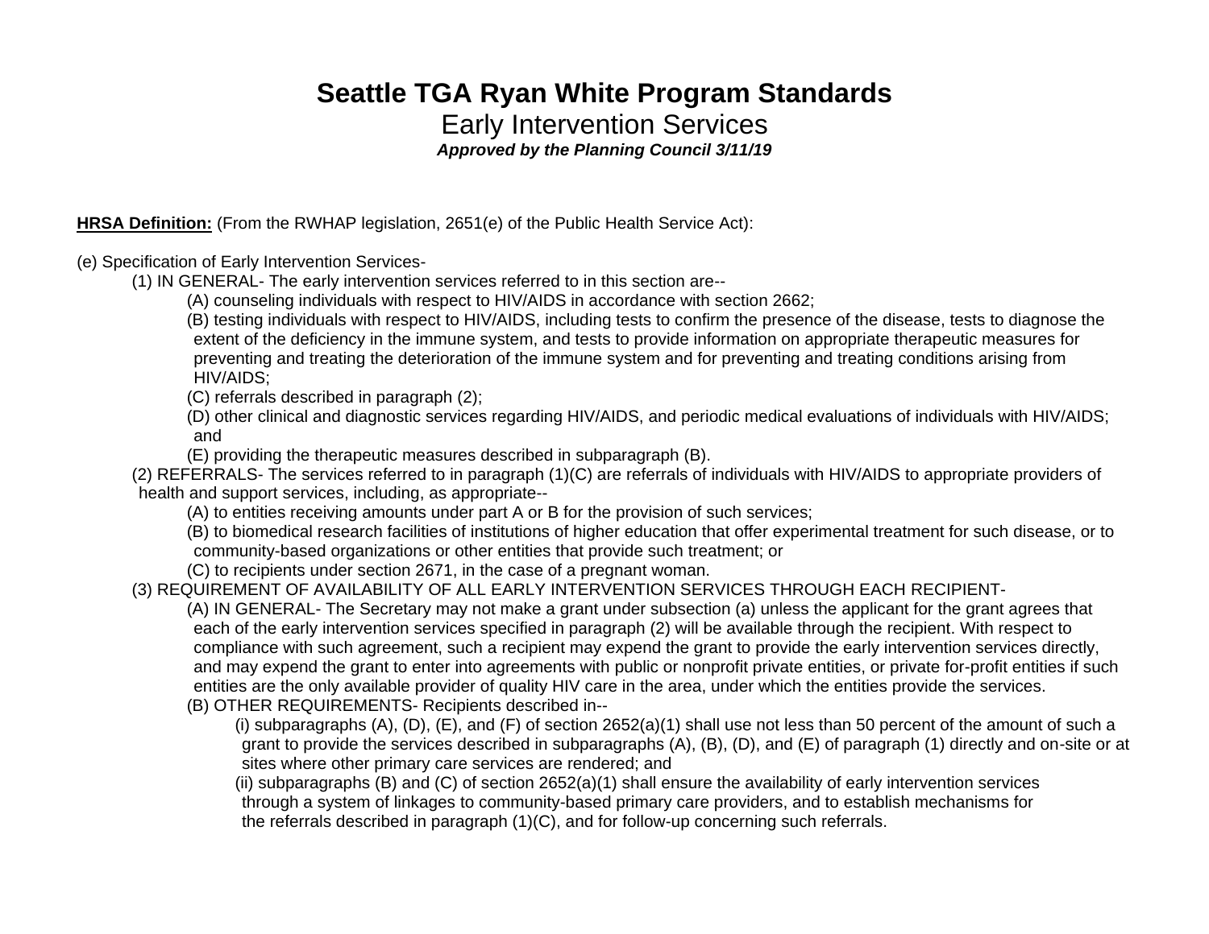# Seattle TGA Ryan White Program Standards

## Early Intervention Services

***Approved by the Planning Council 3/11/19***

**HRSA Definition:** (From the RWHAP legislation, 2651(e) of the Public Health Service Act):

(e) Specification of Early Intervention Services-

- (1) IN GENERAL- The early intervention services referred to in this section are--
  - (A) counseling individuals with respect to HIV/AIDS in accordance with section 2662;
  - (B) testing individuals with respect to HIV/AIDS, including tests to confirm the presence of the disease, tests to diagnose the extent of the deficiency in the immune system, and tests to provide information on appropriate therapeutic measures for preventing and treating the deterioration of the immune system and for preventing and treating conditions arising from HIV/AIDS;
  - (C) referrals described in paragraph (2);
  - (D) other clinical and diagnostic services regarding HIV/AIDS, and periodic medical evaluations of individuals with HIV/AIDS; and
  - (E) providing the therapeutic measures described in subparagraph (B).
- (2) REFERRALS- The services referred to in paragraph (1)(C) are referrals of individuals with HIV/AIDS to appropriate providers of health and support services, including, as appropriate--
  - (A) to entities receiving amounts under part A or B for the provision of such services;
  - (B) to biomedical research facilities of institutions of higher education that offer experimental treatment for such disease, or to community-based organizations or other entities that provide such treatment; or
  - (C) to recipients under section 2671, in the case of a pregnant woman.
- (3) REQUIREMENT OF AVAILABILITY OF ALL EARLY INTERVENTION SERVICES THROUGH EACH RECIPIENT-
  - (A) IN GENERAL- The Secretary may not make a grant under subsection (a) unless the applicant for the grant agrees that each of the early intervention services specified in paragraph (2) will be available through the recipient. With respect to compliance with such agreement, such a recipient may expend the grant to provide the early intervention services directly, and may expend the grant to enter into agreements with public or nonprofit private entities, or private for-profit entities if such entities are the only available provider of quality HIV care in the area, under which the entities provide the services.
  - (B) OTHER REQUIREMENTS- Recipients described in--
    - (i) subparagraphs (A), (D), (E), and (F) of section 2652(a)(1) shall use not less than 50 percent of the amount of such a grant to provide the services described in subparagraphs (A), (B), (D), and (E) of paragraph (1) directly and on-site or at sites where other primary care services are rendered; and
    - (ii) subparagraphs (B) and (C) of section 2652(a)(1) shall ensure the availability of early intervention services through a system of linkages to community-based primary care providers, and to establish mechanisms for the referrals described in paragraph (1)(C), and for follow-up concerning such referrals.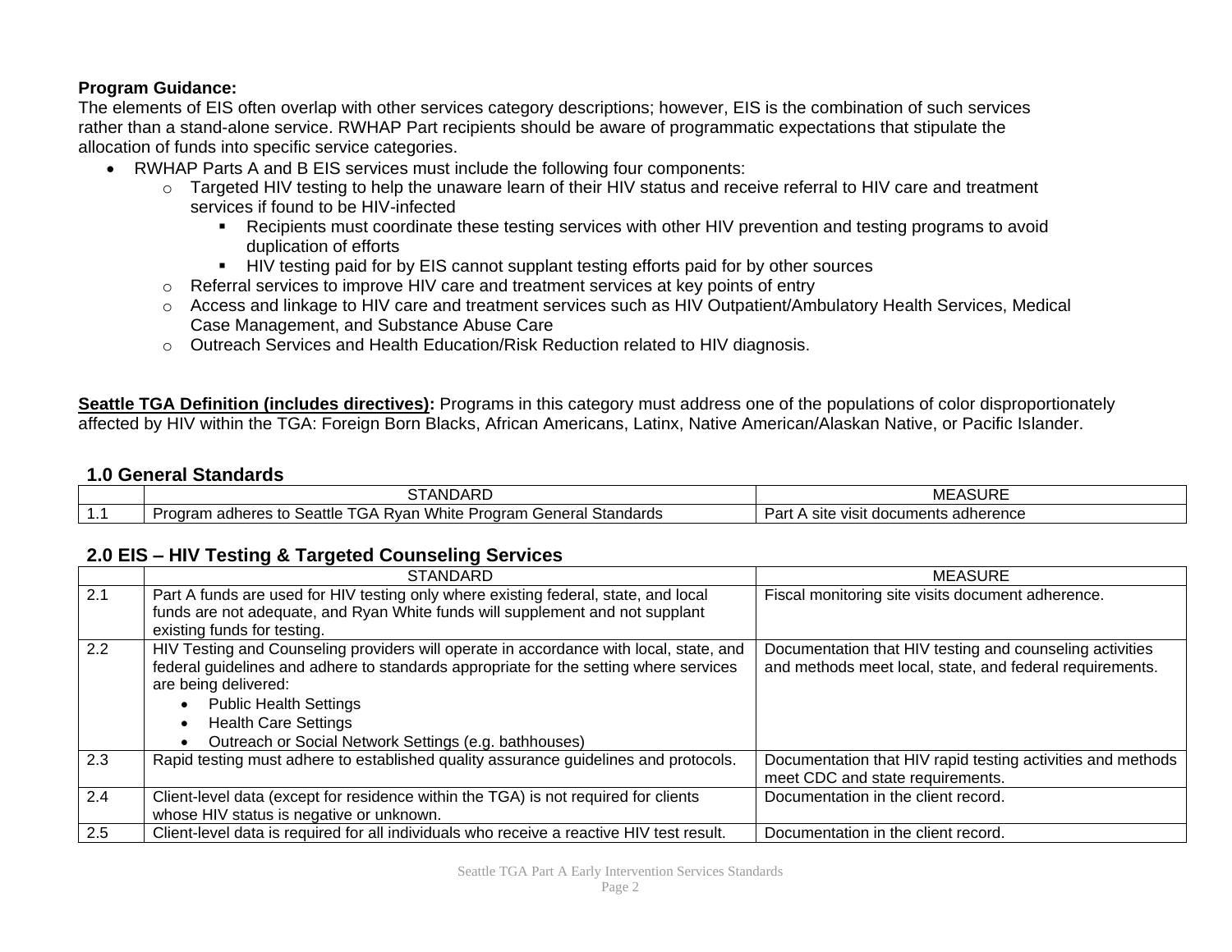**Program Guidance:**
The elements of EIS often overlap with other services category descriptions; however, EIS is the combination of such services rather than a stand-alone service. RWHAP Part recipients should be aware of programmatic expectations that stipulate the allocation of funds into specific service categories.

- RWHAP Parts A and B EIS services must include the following four components:
  - Targeted HIV testing to help the unaware learn of their HIV status and receive referral to HIV care and treatment services if found to be HIV-infected
    - Recipients must coordinate these testing services with other HIV prevention and testing programs to avoid duplication of efforts
    - HIV testing paid for by EIS cannot supplant testing efforts paid for by other sources
  - Referral services to improve HIV care and treatment services at key points of entry
  - Access and linkage to HIV care and treatment services such as HIV Outpatient/Ambulatory Health Services, Medical Case Management, and Substance Abuse Care
  - Outreach Services and Health Education/Risk Reduction related to HIV diagnosis.

**Seattle TGA Definition (includes directives):** Programs in this category must address one of the populations of color disproportionately affected by HIV within the TGA: Foreign Born Blacks, African Americans, Latinx, Native American/Alaskan Native, or Pacific Islander.

## 1.0 General Standards

| | STANDARD | MEASURE |
|---|---|---|
| 1.1 | Program adheres to Seattle TGA Ryan White Program General Standards | Part A site visit documents adherence |

## 2.0 EIS – HIV Testing & Targeted Counseling Services

| | STANDARD | MEASURE |
|---|---|---|
| 2.1 | Part A funds are used for HIV testing only where existing federal, state, and local funds are not adequate, and Ryan White funds will supplement and not supplant existing funds for testing. | Fiscal monitoring site visits document adherence. |
| 2.2 | HIV Testing and Counseling providers will operate in accordance with local, state, and federal guidelines and adhere to standards appropriate for the setting where services are being delivered:<br>• Public Health Settings<br>• Health Care Settings<br>• Outreach or Social Network Settings (e.g. bathhouses) | Documentation that HIV testing and counseling activities and methods meet local, state, and federal requirements. |
| 2.3 | Rapid testing must adhere to established quality assurance guidelines and protocols. | Documentation that HIV rapid testing activities and methods meet CDC and state requirements. |
| 2.4 | Client-level data (except for residence within the TGA) is not required for clients whose HIV status is negative or unknown. | Documentation in the client record. |
| 2.5 | Client-level data is required for all individuals who receive a reactive HIV test result. | Documentation in the client record. |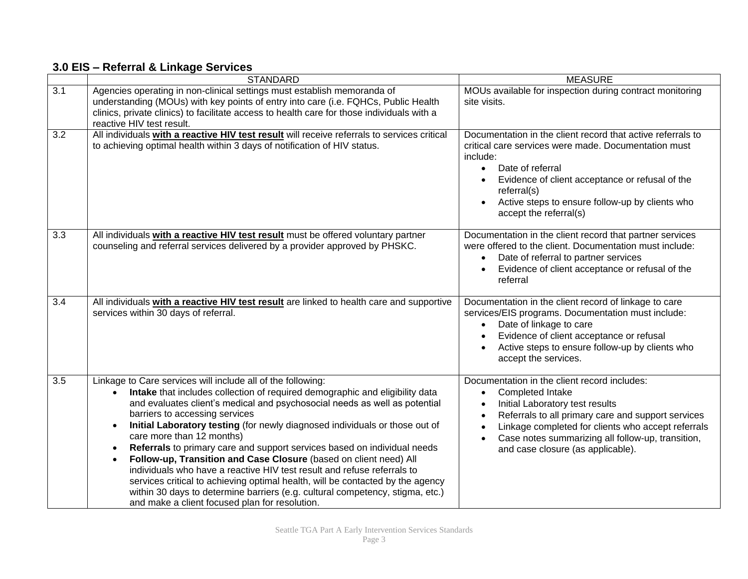### 3.0 EIS – Referral & Linkage Services

| | STANDARD | MEASURE |
|---|---|---|
| 3.1 | Agencies operating in non-clinical settings must establish memoranda of understanding (MOUs) with key points of entry into care (i.e. FQHCs, Public Health clinics, private clinics) to facilitate access to health care for those individuals with a reactive HIV test result. | MOUs available for inspection during contract monitoring site visits. |
| 3.2 | All individuals **with a reactive HIV test result** will receive referrals to services critical to achieving optimal health within 3 days of notification of HIV status. | Documentation in the client record that active referrals to critical care services were made. Documentation must include:<br>• Date of referral<br>• Evidence of client acceptance or refusal of the referral(s)<br>• Active steps to ensure follow-up by clients who accept the referral(s) |
| 3.3 | All individuals **with a reactive HIV test result** must be offered voluntary partner counseling and referral services delivered by a provider approved by PHSKC. | Documentation in the client record that partner services were offered to the client. Documentation must include:<br>• Date of referral to partner services<br>• Evidence of client acceptance or refusal of the referral |
| 3.4 | All individuals **with a reactive HIV test result** are linked to health care and supportive services within 30 days of referral. | Documentation in the client record of linkage to care services/EIS programs. Documentation must include:<br>• Date of linkage to care<br>• Evidence of client acceptance or refusal<br>• Active steps to ensure follow-up by clients who accept the services. |
| 3.5 | Linkage to Care services will include all of the following:<br>• **Intake** that includes collection of required demographic and eligibility data and evaluates client's medical and psychosocial needs as well as potential barriers to accessing services<br>• **Initial Laboratory testing** (for newly diagnosed individuals or those out of care more than 12 months)<br>• **Referrals** to primary care and support services based on individual needs<br>• **Follow-up, Transition and Case Closure** (based on client need) All individuals who have a reactive HIV test result and refuse referrals to services critical to achieving optimal health, will be contacted by the agency within 30 days to determine barriers (e.g. cultural competency, stigma, etc.) and make a client focused plan for resolution. | Documentation in the client record includes:<br>• Completed Intake<br>• Initial Laboratory test results<br>• Referrals to all primary care and support services<br>• Linkage completed for clients who accept referrals<br>• Case notes summarizing all follow-up, transition, and case closure (as applicable). |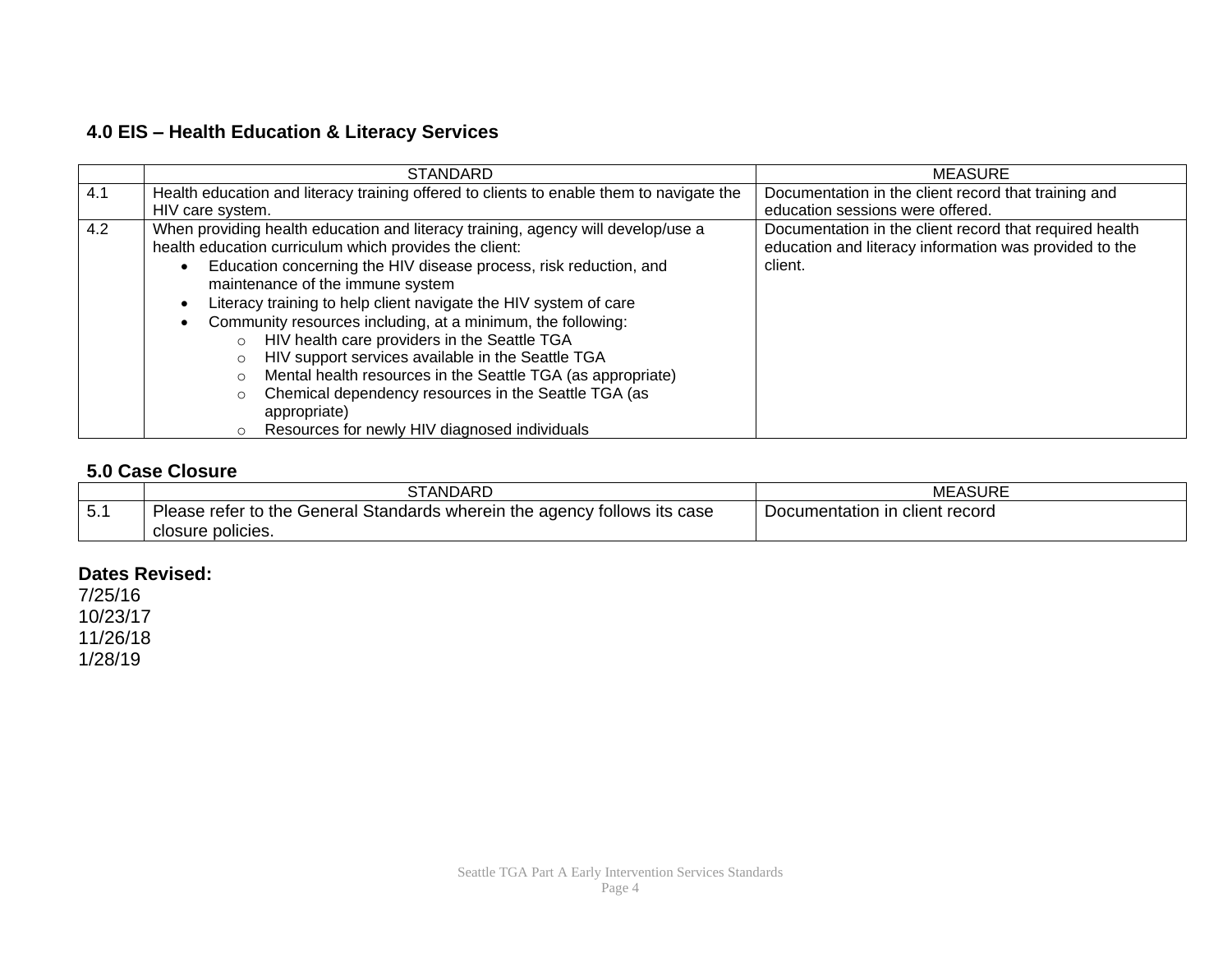### 4.0 EIS – Health Education & Literacy Services

| | STANDARD | MEASURE |
|---|---|---|
| 4.1 | Health education and literacy training offered to clients to enable them to navigate the HIV care system. | Documentation in the client record that training and education sessions were offered. |
| 4.2 | When providing health education and literacy training, agency will develop/use a health education curriculum which provides the client:<br>• Education concerning the HIV disease process, risk reduction, and maintenance of the immune system<br>• Literacy training to help client navigate the HIV system of care<br>• Community resources including, at a minimum, the following:<br>  ○ HIV health care providers in the Seattle TGA<br>  ○ HIV support services available in the Seattle TGA<br>  ○ Mental health resources in the Seattle TGA (as appropriate)<br>  ○ Chemical dependency resources in the Seattle TGA (as appropriate)<br>  ○ Resources for newly HIV diagnosed individuals | Documentation in the client record that required health education and literacy information was provided to the client. |

### 5.0 Case Closure

| | STANDARD | MEASURE |
|---|---|---|
| 5.1 | Please refer to the General Standards wherein the agency follows its case closure policies. | Documentation in client record |

**Dates Revised:**
7/25/16
10/23/17
11/26/18
1/28/19